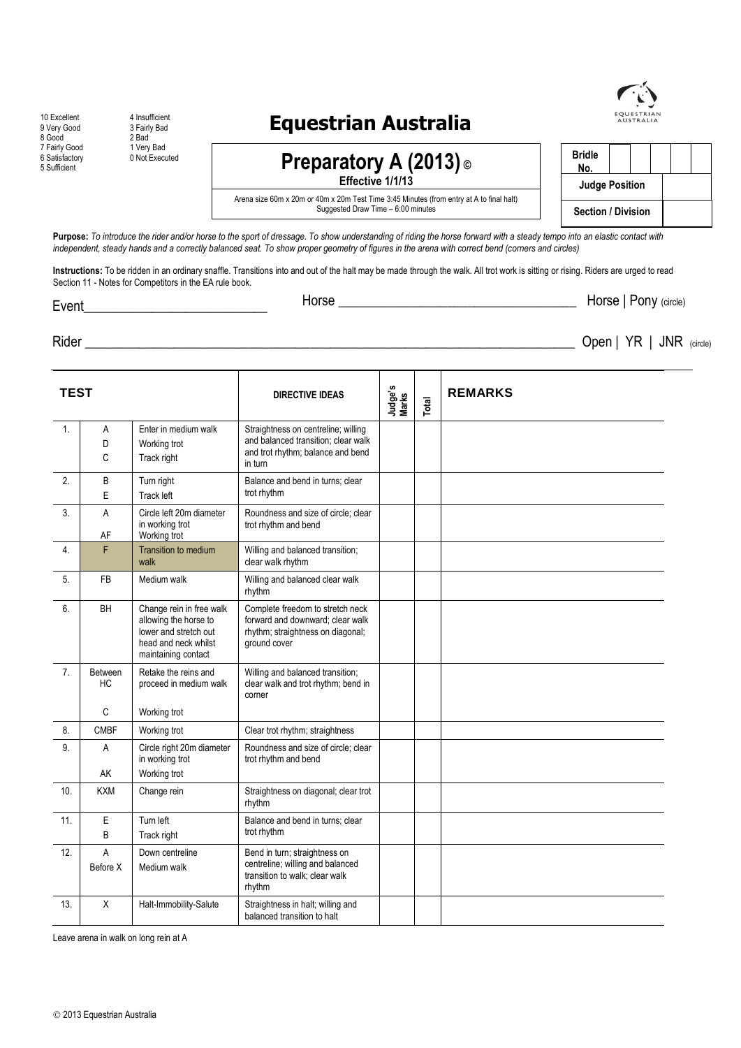| | |
|---|---|
| 10 Excellent | 4 Insufficient |
| 9 Very Good | 3 Fairly Bad |
| 8 Good | 2 Bad |
| 7 Fairly Good | 1 Very Bad |
| 6 Satisfactory | 0 Not Executed |
| 5 Sufficient | |

# Equestrian Australia

## Preparatory A (2013) ©

**Effective 1/1/13**

Arena size 60m x 20m or 40m x 20m Test Time 3:45 Minutes (from entry at A to final halt)
Suggested Draw Time – 6:00 minutes

| | |
|---|---|
| **Bridle No.** | |
| **Judge Position** | |
| **Section / Division** | |

**Purpose:** *To introduce the rider and/or horse to the sport of dressage. To show understanding of riding the horse forward with a steady tempo into an elastic contact with independent, steady hands and a correctly balanced seat. To show proper geometry of figures in the arena with correct bend (corners and circles)*

**Instructions:** To be ridden in an ordinary snaffle. Transitions into and out of the halt may be made through the walk. All trot work is sitting or rising. Riders are urged to read Section 11 - Notes for Competitors in the EA rule book.

Event____________________________ Horse ____________________________________ Horse | Pony (circle)

Rider ________________________________________________________________________ Open | YR | JNR (circle)

| TEST | | | DIRECTIVE IDEAS | Judge's Marks | Total | REMARKS |
|---|---|---|---|---|---|---|
| 1. | A<br>D<br>C | Enter in medium walk<br>Working trot<br>Track right | Straightness on centreline; willing and balanced transition; clear walk and trot rhythm; balance and bend in turn | | | |
| 2. | B<br>E | Turn right<br>Track left | Balance and bend in turns; clear trot rhythm | | | |
| 3. | A<br>AF | Circle left 20m diameter in working trot<br>Working trot | Roundness and size of circle; clear trot rhythm and bend | | | |
| 4. | F | Transition to medium walk | Willing and balanced transition; clear walk rhythm | | | |
| 5. | FB | Medium walk | Willing and balanced clear walk rhythm | | | |
| 6. | BH | Change rein in free walk allowing the horse to lower and stretch out head and neck whilst maintaining contact | Complete freedom to stretch neck forward and downward; clear walk rhythm; straightness on diagonal; ground cover | | | |
| 7. | Between HC<br>C | Retake the reins and proceed in medium walk<br>Working trot | Willing and balanced transition; clear walk and trot rhythm; bend in corner | | | |
| 8. | CMBF | Working trot | Clear trot rhythm; straightness | | | |
| 9. | A<br>AK | Circle right 20m diameter in working trot<br>Working trot | Roundness and size of circle; clear trot rhythm and bend | | | |
| 10. | KXM | Change rein | Straightness on diagonal; clear trot rhythm | | | |
| 11. | E<br>B | Turn left<br>Track right | Balance and bend in turns; clear trot rhythm | | | |
| 12. | A<br>Before X | Down centreline<br>Medium walk | Bend in turn; straightness on centreline; willing and balanced transition to walk; clear walk rhythm | | | |
| 13. | X | Halt-Immobility-Salute | Straightness in halt; willing and balanced transition to halt | | | |

Leave arena in walk on long rein at A

© 2013 Equestrian Australia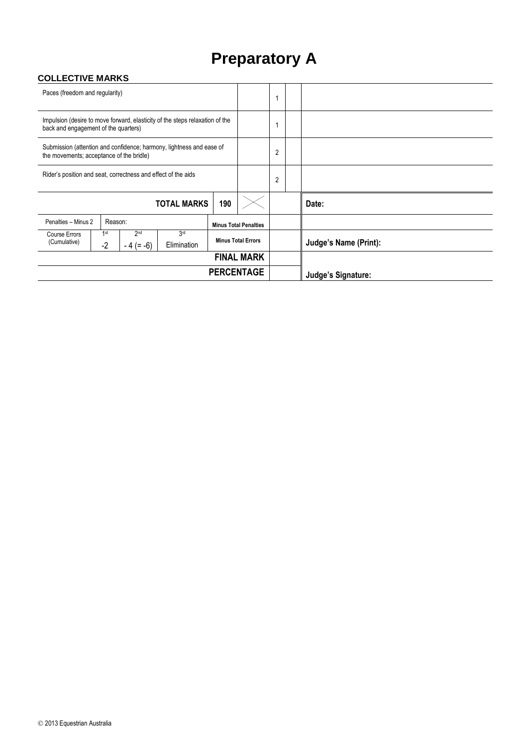# Preparatory A

### COLLECTIVE MARKS

| | | | | |
|---|---|---|---|---|
| Paces (freedom and regularity) | | 1 | | |
| Impulsion (desire to move forward, elasticity of the steps relaxation of the back and engagement of the quarters) | | 1 | | |
| Submission (attention and confidence; harmony, lightness and ease of the movements; acceptance of the bridle) | | 2 | | |
| Rider's position and seat, correctness and effect of the aids | | 2 | | |

| | | | | | | | |
|---|---|---|---|---|---|---|---|
| | | | **TOTAL MARKS** | **190** | | | **Date:** |
| Penalties – Minus 2 | Reason: | | | **Minus Total Penalties** | | | |
| Course Errors (Cumulative) | 1st -2 | 2nd - 4 (= -6) | 3rd Elimination | **Minus Total Errors** | | | **Judge's Name (Print):** |
| | | | | **FINAL MARK** | | | |
| | | | | **PERCENTAGE** | | | **Judge's Signature:** |

© 2013 Equestrian Australia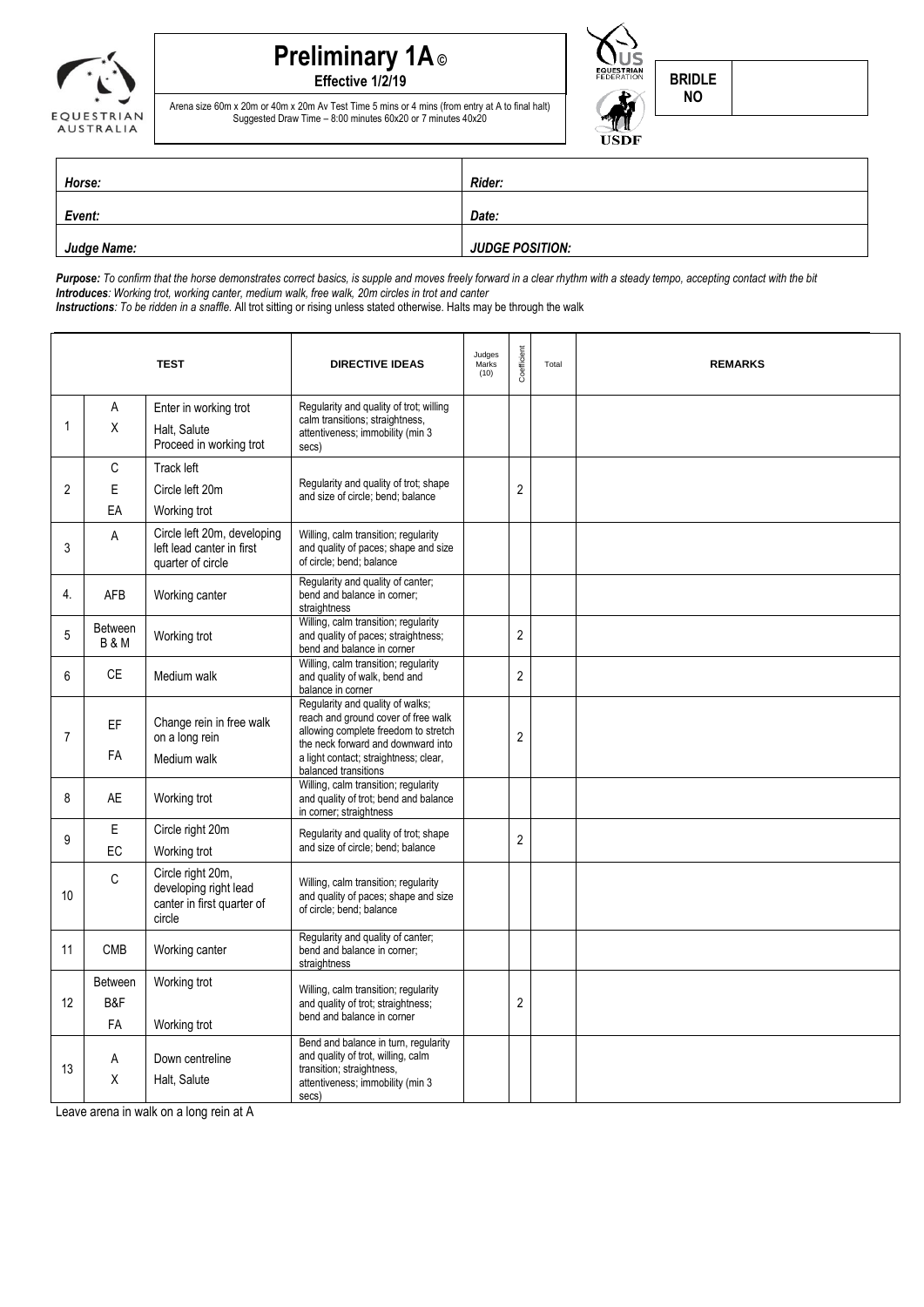# Preliminary 1A ©

**Effective 1/2/19**

Arena size 60m x 20m or 40m x 20m Av Test Time 5 mins or 4 mins (from entry at A to final halt)
Suggested Draw Time – 8:00 minutes 60x20 or 7 minutes 40x20

| BRIDLE NO | |
|---|---|

| *Horse:* | *Rider:* |
|---|---|
| *Event:* | *Date:* |
| *Judge Name:* | *JUDGE POSITION:* |

***Purpose:*** *To confirm that the horse demonstrates correct basics, is supple and moves freely forward in a clear rhythm with a steady tempo, accepting contact with the bit*
***Introduces****: Working trot, working canter, medium walk, free walk, 20m circles in trot and canter*
***Instructions****: To be ridden in a snaffle.* All trot sitting or rising unless stated otherwise. Halts may be through the walk

| | | TEST | DIRECTIVE IDEAS | Judges Marks (10) | Coefficient | Total | REMARKS |
|---|---|---|---|---|---|---|---|
| 1 | A<br>X | Enter in working trot<br>Halt, Salute<br>Proceed in working trot | Regularity and quality of trot; willing calm transitions; straightness, attentiveness; immobility (min 3 secs) | | | | |
| 2 | C<br>E<br>EA | Track left<br>Circle left 20m<br>Working trot | Regularity and quality of trot; shape and size of circle; bend; balance | | 2 | | |
| 3 | A | Circle left 20m, developing left lead canter in first quarter of circle | Willing, calm transition; regularity and quality of paces; shape and size of circle; bend; balance | | | | |
| 4. | AFB | Working canter | Regularity and quality of canter; bend and balance in corner; straightness | | | | |
| 5 | Between B & M | Working trot | Willing, calm transition; regularity and quality of paces; straightness; bend and balance in corner | | 2 | | |
| 6 | CE | Medium walk | Willing, calm transition; regularity and quality of walk, bend and balance in corner | | 2 | | |
| 7 | EF<br>FA | Change rein in free walk on a long rein<br>Medium walk | Regularity and quality of walks; reach and ground cover of free walk allowing complete freedom to stretch the neck forward and downward into a light contact; straightness; clear, balanced transitions | | 2 | | |
| 8 | AE | Working trot | Willing, calm transition; regularity and quality of trot; bend and balance in corner; straightness | | | | |
| 9 | E<br>EC | Circle right 20m<br>Working trot | Regularity and quality of trot; shape and size of circle; bend; balance | | 2 | | |
| 10 | C | Circle right 20m, developing right lead canter in first quarter of circle | Willing, calm transition; regularity and quality of paces; shape and size of circle; bend; balance | | | | |
| 11 | CMB | Working canter | Regularity and quality of canter; bend and balance in corner; straightness | | | | |
| 12 | Between B&F<br>FA | Working trot<br>Working trot | Willing, calm transition; regularity and quality of trot; straightness; bend and balance in corner | | 2 | | |
| 13 | A<br>X | Down centreline<br>Halt, Salute | Bend and balance in turn, regularity and quality of trot, willing, calm transition; straightness, attentiveness; immobility (min 3 secs) | | | | |

Leave arena in walk on a long rein at A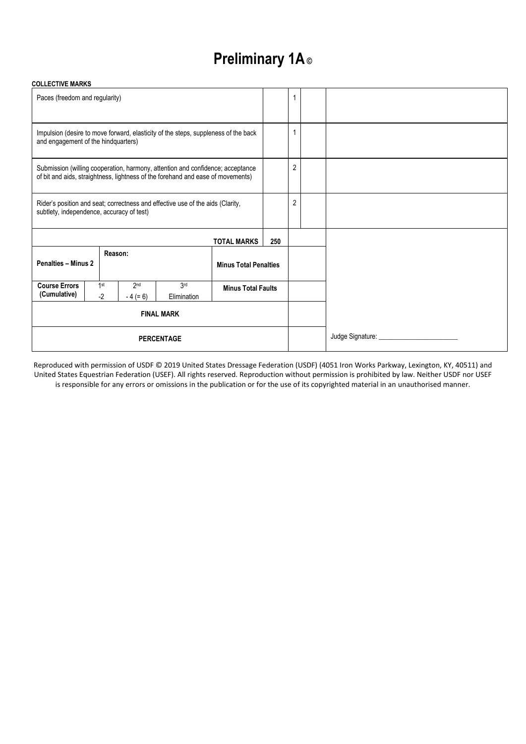# Preliminary 1A©

**COLLECTIVE MARKS**

| | | | | |
|---|---|---|---|---|
| Paces (freedom and regularity) | | 1 | | |
| Impulsion (desire to move forward, elasticity of the steps, suppleness of the back and engagement of the hindquarters) | | 1 | | |
| Submission (willing cooperation, harmony, attention and confidence; acceptance of bit and aids, straightness, lightness of the forehand and ease of movements) | | 2 | | |
| Rider's position and seat; correctness and effective use of the aids (Clarity, subtlety, independence, accuracy of test) | | 2 | | |

| | | | | | | |
|---|---|---|---|---|---|---|
| | | | | **TOTAL MARKS** | **250** | |
| **Penalties – Minus 2** | Reason: | | | **Minus Total Penalties** | | |
| **Course Errors (Cumulative)** | 1st -2 | 2nd - 4 (= 6) | 3rd Elimination | **Minus Total Faults** | | |
| **FINAL MARK** | | | | | | |
| **PERCENTAGE** | | | | | | |

Judge Signature: ______________________

Reproduced with permission of USDF © 2019 United States Dressage Federation (USDF) (4051 Iron Works Parkway, Lexington, KY, 40511) and United States Equestrian Federation (USEF). All rights reserved. Reproduction without permission is prohibited by law. Neither USDF nor USEF is responsible for any errors or omissions in the publication or for the use of its copyrighted material in an unauthorised manner.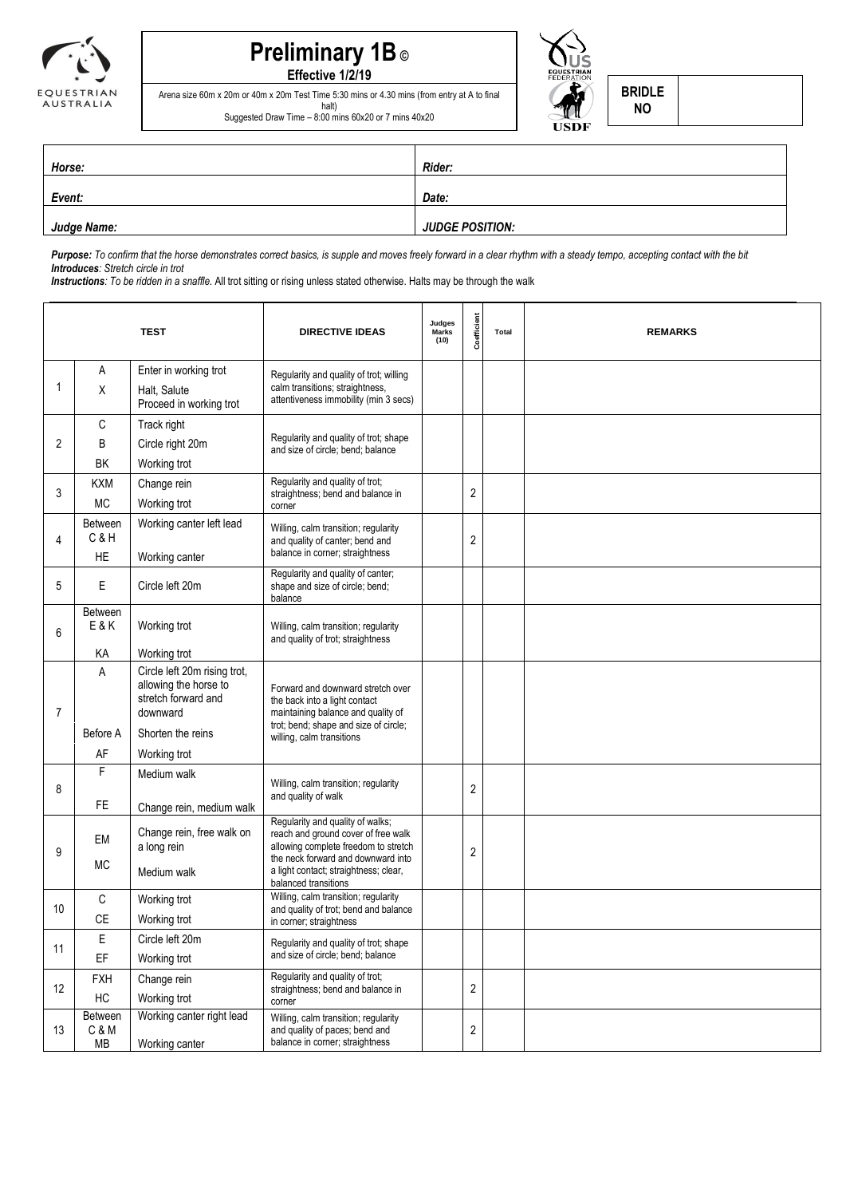# Preliminary 1B ©

**Effective 1/2/19**

Arena size 60m x 20m or 40m x 20m Test Time 5:30 mins or 4.30 mins (from entry at A to final halt)
Suggested Draw Time – 8:00 mins 60x20 or 7 mins 40x20

| BRIDLE NO | |
|---|---|

| | |
|---|---|
| ***Horse:*** | ***Rider:*** |
| ***Event:*** | ***Date:*** |
| ***Judge Name:*** | ***JUDGE POSITION:*** |

***Purpose:*** *To confirm that the horse demonstrates correct basics, is supple and moves freely forward in a clear rhythm with a steady tempo, accepting contact with the bit*
***Introduces****: Stretch circle in trot*
***Instructions****: To be ridden in a snaffle.* All trot sitting or rising unless stated otherwise. Halts may be through the walk

| | TEST | | DIRECTIVE IDEAS | Judges Marks (10) | Coefficient | Total | REMARKS |
|---|---|---|---|---|---|---|---|
| 1 | A<br>X | Enter in working trot<br>Halt, Salute<br>Proceed in working trot | Regularity and quality of trot; willing calm transitions; straightness, attentiveness immobility (min 3 secs) | | | | |
| 2 | C<br>B<br>BK | Track right<br>Circle right 20m<br>Working trot | Regularity and quality of trot; shape and size of circle; bend; balance | | | | |
| 3 | KXM<br>MC | Change rein<br>Working trot | Regularity and quality of trot; straightness; bend and balance in corner | | 2 | | |
| 4 | Between C & H<br>HE | Working canter left lead<br>Working canter | Willing, calm transition; regularity and quality of canter; bend and balance in corner; straightness | | 2 | | |
| 5 | E | Circle left 20m | Regularity and quality of canter; shape and size of circle; bend; balance | | | | |
| 6 | Between E & K<br>KA | Working trot<br>Working trot | Willing, calm transition; regularity and quality of trot; straightness | | | | |
| 7 | A<br>Before A<br>AF | Circle left 20m rising trot, allowing the horse to stretch forward and downward<br>Shorten the reins<br>Working trot | Forward and downward stretch over the back into a light contact maintaining balance and quality of trot; bend; shape and size of circle; willing, calm transitions | | | | |
| 8 | F<br>FE | Medium walk<br>Change rein, medium walk | Willing, calm transition; regularity and quality of walk | | 2 | | |
| 9 | EM<br>MC | Change rein, free walk on a long rein<br>Medium walk | Regularity and quality of walks; reach and ground cover of free walk allowing complete freedom to stretch the neck forward and downward into a light contact; straightness; clear, balanced transitions | | 2 | | |
| 10 | C<br>CE | Working trot<br>Working trot | Willing, calm transition; regularity and quality of trot; bend and balance in corner; straightness | | | | |
| 11 | E<br>EF | Circle left 20m<br>Working trot | Regularity and quality of trot; shape and size of circle; bend; balance | | | | |
| 12 | FXH<br>HC | Change rein<br>Working trot | Regularity and quality of trot; straightness; bend and balance in corner | | 2 | | |
| 13 | Between C & M<br>MB | Working canter right lead<br>Working canter | Willing, calm transition; regularity and quality of paces; bend and balance in corner; straightness | | 2 | | |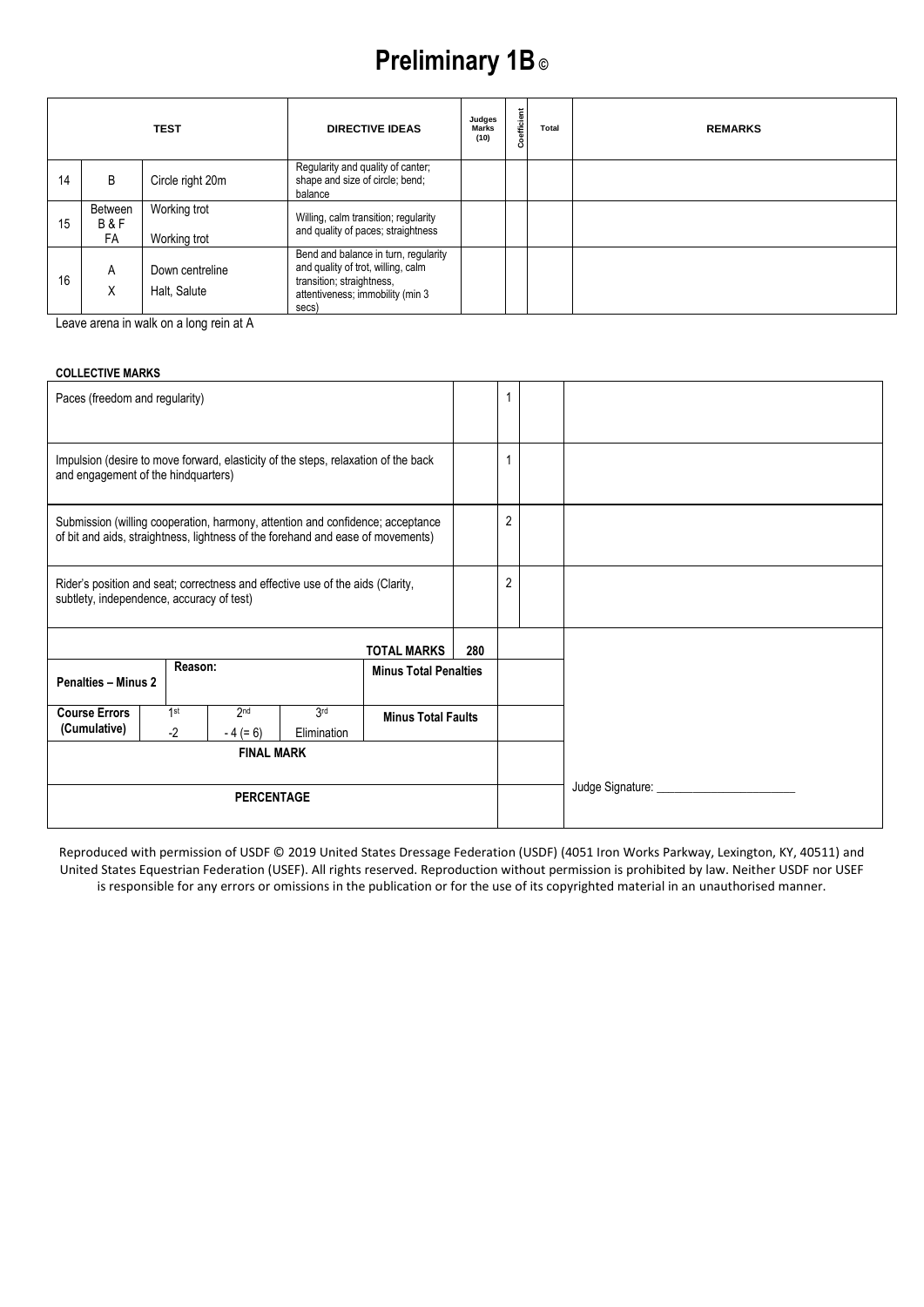# Preliminary 1B ©

| TEST | | | DIRECTIVE IDEAS | Judges Marks (10) | Coefficient | Total | REMARKS |
|---|---|---|---|---|---|---|---|
| 14 | B | Circle right 20m | Regularity and quality of canter; shape and size of circle; bend; balance | | | | |
| 15 | Between B & F<br>FA | Working trot<br>Working trot | Willing, calm transition; regularity and quality of paces; straightness | | | | |
| 16 | A<br>X | Down centreline<br>Halt, Salute | Bend and balance in turn, regularity and quality of trot, willing, calm transition; straightness, attentiveness; immobility (min 3 secs) | | | | |

Leave arena in walk on a long rein at A

**COLLECTIVE MARKS**

| | | | | |
|---|---|---|---|---|
| Paces (freedom and regularity) | | 1 | | |
| Impulsion (desire to move forward, elasticity of the steps, relaxation of the back and engagement of the hindquarters) | | 1 | | |
| Submission (willing cooperation, harmony, attention and confidence; acceptance of bit and aids, straightness, lightness of the forehand and ease of movements) | | 2 | | |
| Rider's position and seat; correctness and effective use of the aids (Clarity, subtlety, independence, accuracy of test) | | 2 | | |

| | | | | | | |
|---|---|---|---|---|---|---|
| | | | | **TOTAL MARKS** | **280** | |
| **Penalties – Minus 2** | **Reason:** | | | **Minus Total Penalties** | | |
| **Course Errors (Cumulative)** | 1st<br>-2 | 2nd<br>- 4 (= 6) | 3rd<br>Elimination | **Minus Total Faults** | | |
| **FINAL MARK** | | | | | | |
| **PERCENTAGE** | | | | | | |

Judge Signature: ______________________

Reproduced with permission of USDF © 2019 United States Dressage Federation (USDF) (4051 Iron Works Parkway, Lexington, KY, 40511) and United States Equestrian Federation (USEF). All rights reserved. Reproduction without permission is prohibited by law. Neither USDF nor USEF is responsible for any errors or omissions in the publication or for the use of its copyrighted material in an unauthorised manner.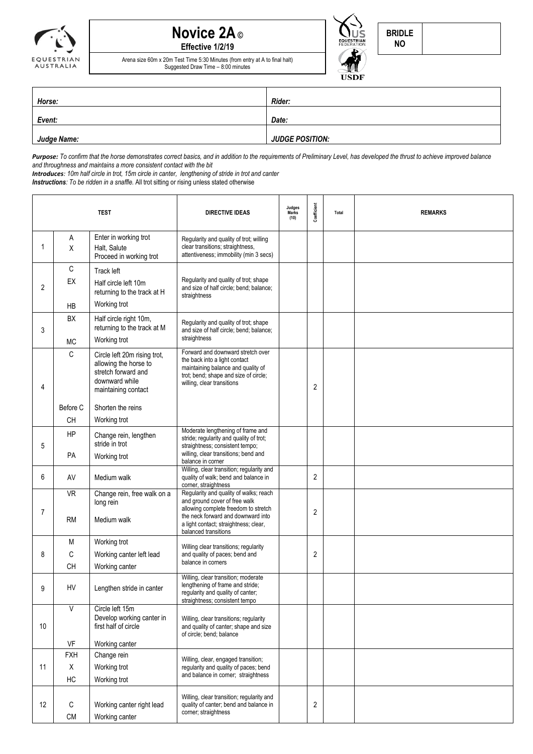# Novice 2A ©

**Effective 1/2/19**

Arena size 60m x 20m Test Time 5:30 Minutes (from entry at A to final halt)
Suggested Draw Time – 8:00 minutes

| **BRIDLE NO** | |
|---|---|

| | |
|---|---|
| ***Horse:*** | ***Rider:*** |
| ***Event:*** | ***Date:*** |
| ***Judge Name:*** | ***JUDGE POSITION:*** |

***Purpose:*** *To confirm that the horse demonstrates correct basics, and in addition to the requirements of Preliminary Level, has developed the thrust to achieve improved balance and throughness and maintains a more consistent contact with the bit*

***Introduces****: 10m half circle in trot, 15m circle in canter, lengthening of stride in trot and canter*

***Instructions****: To be ridden in a snaffle.* All trot sitting or rising unless stated otherwise

| | TEST | | DIRECTIVE IDEAS | Judges Marks (10) | Coefficient | Total | REMARKS |
|---|---|---|---|---|---|---|---|
| 1 | A<br>X | Enter in working trot<br>Halt, Salute<br>Proceed in working trot | Regularity and quality of trot; willing clear transitions; straightness, attentiveness; immobility (min 3 secs) | | | | |
| 2 | C<br>EX<br><br>HB | Track left<br>Half circle left 10m returning to the track at H<br>Working trot | Regularity and quality of trot; shape and size of half circle; bend; balance; straightness | | | | |
| 3 | BX<br><br>MC | Half circle right 10m, returning to the track at M<br>Working trot | Regularity and quality of trot; shape and size of half circle; bend; balance; straightness | | | | |
| 4 | C<br><br><br><br>Before C<br>CH | Circle left 20m rising trot, allowing the horse to stretch forward and downward while maintaining contact<br>Shorten the reins<br>Working trot | Forward and downward stretch over the back into a light contact maintaining balance and quality of trot; bend; shape and size of circle; willing, clear transitions | | 2 | | |
| 5 | HP<br><br>PA | Change rein, lengthen stride in trot<br>Working trot | Moderate lengthening of frame and stride; regularity and quality of trot; straightness; consistent tempo; willing, clear transitions; bend and balance in corner | | | | |
| 6 | AV | Medium walk | Willing, clear transition; regularity and quality of walk; bend and balance in corner, straightness | | 2 | | |
| 7 | VR<br><br>RM | Change rein, free walk on a long rein<br>Medium walk | Regularity and quality of walks; reach and ground cover of free walk allowing complete freedom to stretch the neck forward and downward into a light contact; straightness; clear, balanced transitions | | 2 | | |
| 8 | M<br>C<br>CH | Working trot<br>Working canter left lead<br>Working canter | Willing clear transitions; regularity and quality of paces; bend and balance in corners | | 2 | | |
| 9 | HV | Lengthen stride in canter | Willing, clear transition; moderate lengthening of frame and stride; regularity and quality of canter; straightness; consistent tempo | | | | |
| 10 | V<br><br><br>VF | Circle left 15m<br>Develop working canter in first half of circle<br>Working canter | Willing, clear transitions; regularity and quality of canter; shape and size of circle; bend; balance | | | | |
| 11 | FXH<br>X<br>HC | Change rein<br>Working trot<br>Working trot | Willing, clear, engaged transition; regularity and quality of paces; bend and balance in corner; straightness | | | | |
| 12 | C<br>CM | Working canter right lead<br>Working canter | Willing, clear transition; regularity and quality of canter; bend and balance in corner; straightness | | 2 | | |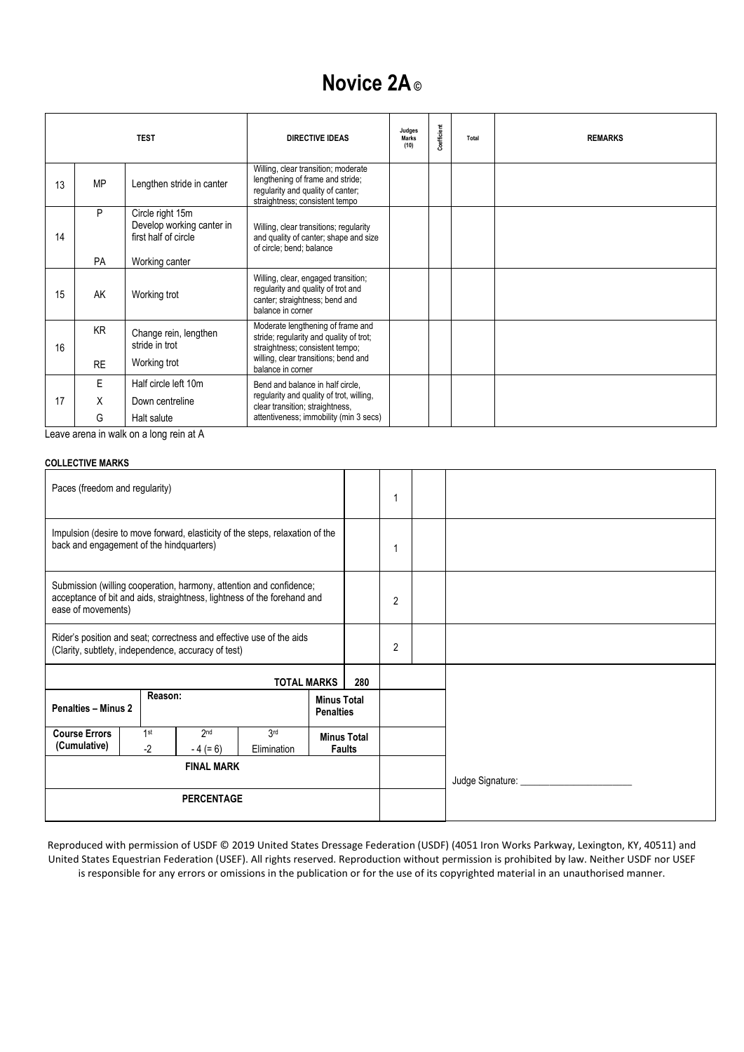# Novice 2A ©

| TEST | | | DIRECTIVE IDEAS | Judges Marks (10) | Coefficient | Total | REMARKS |
|---|---|---|---|---|---|---|---|
| 13 | MP | Lengthen stride in canter | Willing, clear transition; moderate lengthening of frame and stride; regularity and quality of canter; straightness; consistent tempo | | | | |
| 14 | P<br>PA | Circle right 15m Develop working canter in first half of circle<br>Working canter | Willing, clear transitions; regularity and quality of canter; shape and size of circle; bend; balance | | | | |
| 15 | AK | Working trot | Willing, clear, engaged transition; regularity and quality of trot and canter; straightness; bend and balance in corner | | | | |
| 16 | KR<br>RE | Change rein, lengthen stride in trot<br>Working trot | Moderate lengthening of frame and stride; regularity and quality of trot; straightness; consistent tempo; willing, clear transitions; bend and balance in corner | | | | |
| 17 | E<br>X<br>G | Half circle left 10m<br>Down centreline<br>Halt salute | Bend and balance in half circle, regularity and quality of trot, willing, clear transition; straightness, attentiveness; immobility (min 3 secs) | | | | |

Leave arena in walk on a long rein at A

**COLLECTIVE MARKS**

| | | Coefficient | | |
|---|---|---|---|---|
| Paces (freedom and regularity) | | 1 | | |
| Impulsion (desire to move forward, elasticity of the steps, relaxation of the back and engagement of the hindquarters) | | 1 | | |
| Submission (willing cooperation, harmony, attention and confidence; acceptance of bit and aids, straightness, lightness of the forehand and ease of movements) | | 2 | | |
| Rider's position and seat; correctness and effective use of the aids (Clarity, subtlety, independence, accuracy of test) | | 2 | | |

| | | | | | | |
|---|---|---|---|---|---|---|
| | | | | TOTAL MARKS | 280 | |
| Penalties – Minus 2 | Reason: | | | Minus Total Penalties | | |
| Course Errors (Cumulative) | 1st<br>-2 | 2nd<br>- 4 (= 6) | 3rd<br>Elimination | Minus Total Faults | | |
| FINAL MARK | | | | | | |
| PERCENTAGE | | | | | | |

Judge Signature: ______________________

Reproduced with permission of USDF © 2019 United States Dressage Federation (USDF) (4051 Iron Works Parkway, Lexington, KY, 40511) and United States Equestrian Federation (USEF). All rights reserved. Reproduction without permission is prohibited by law. Neither USDF nor USEF is responsible for any errors or omissions in the publication or for the use of its copyrighted material in an unauthorised manner.